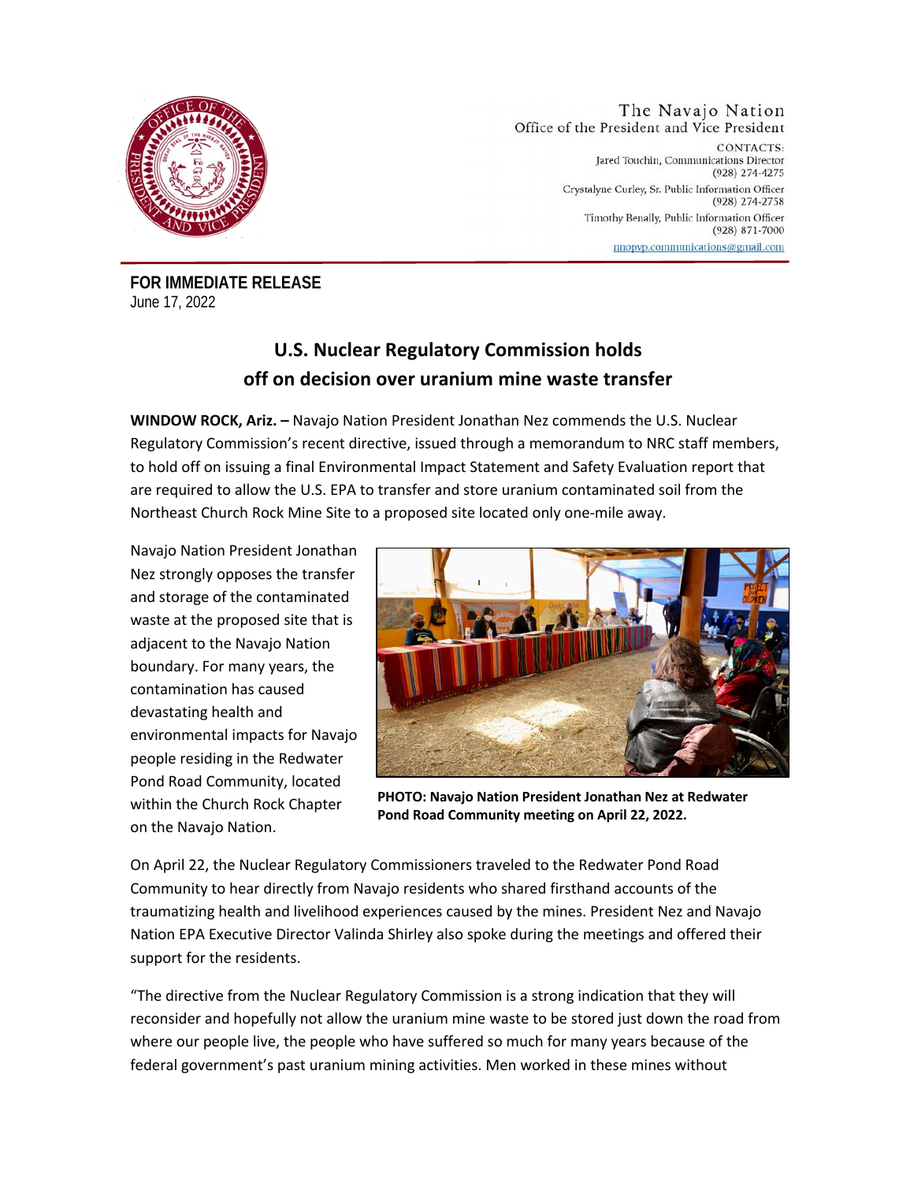The Navajo Nation
Office of the President and Vice President

CONTACTS:
Jared Touchin, Communications Director
(928) 274-4275
Crystalyne Curley, Sr. Public Information Officer
(928) 274-2758
Timothy Benally, Public Information Officer
(928) 871-7000
nnopvp.communications@gmail.com

**FOR IMMEDIATE RELEASE**
June 17, 2022

# U.S. Nuclear Regulatory Commission holds off on decision over uranium mine waste transfer

**WINDOW ROCK, Ariz. –** Navajo Nation President Jonathan Nez commends the U.S. Nuclear Regulatory Commission's recent directive, issued through a memorandum to NRC staff members, to hold off on issuing a final Environmental Impact Statement and Safety Evaluation report that are required to allow the U.S. EPA to transfer and store uranium contaminated soil from the Northeast Church Rock Mine Site to a proposed site located only one-mile away.

Navajo Nation President Jonathan Nez strongly opposes the transfer and storage of the contaminated waste at the proposed site that is adjacent to the Navajo Nation boundary. For many years, the contamination has caused devastating health and environmental impacts for Navajo people residing in the Redwater Pond Road Community, located within the Church Rock Chapter on the Navajo Nation.

**PHOTO: Navajo Nation President Jonathan Nez at Redwater Pond Road Community meeting on April 22, 2022.**

On April 22, the Nuclear Regulatory Commissioners traveled to the Redwater Pond Road Community to hear directly from Navajo residents who shared firsthand accounts of the traumatizing health and livelihood experiences caused by the mines. President Nez and Navajo Nation EPA Executive Director Valinda Shirley also spoke during the meetings and offered their support for the residents.

"The directive from the Nuclear Regulatory Commission is a strong indication that they will reconsider and hopefully not allow the uranium mine waste to be stored just down the road from where our people live, the people who have suffered so much for many years because of the federal government's past uranium mining activities. Men worked in these mines without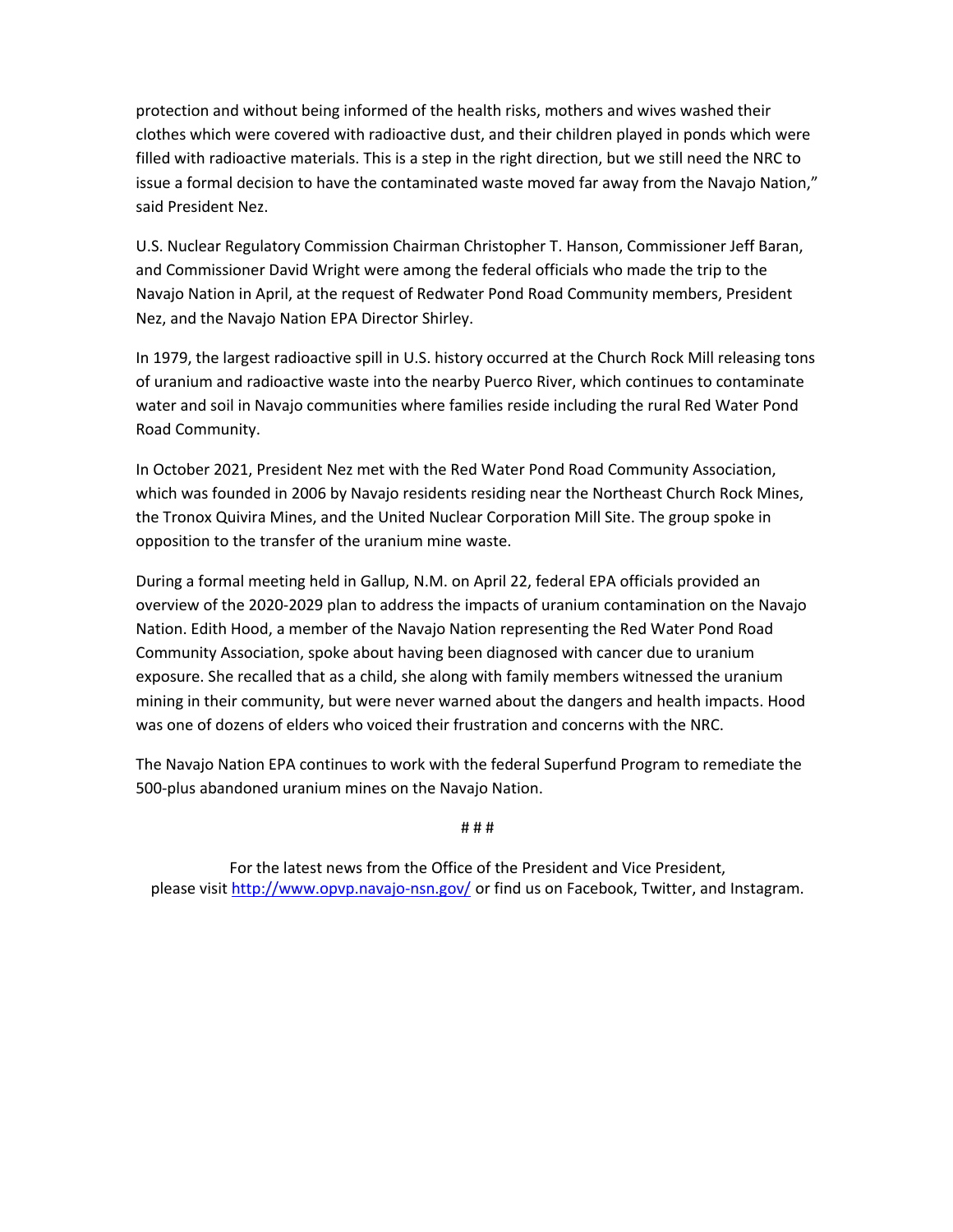protection and without being informed of the health risks, mothers and wives washed their clothes which were covered with radioactive dust, and their children played in ponds which were filled with radioactive materials. This is a step in the right direction, but we still need the NRC to issue a formal decision to have the contaminated waste moved far away from the Navajo Nation," said President Nez.

U.S. Nuclear Regulatory Commission Chairman Christopher T. Hanson, Commissioner Jeff Baran, and Commissioner David Wright were among the federal officials who made the trip to the Navajo Nation in April, at the request of Redwater Pond Road Community members, President Nez, and the Navajo Nation EPA Director Shirley.

In 1979, the largest radioactive spill in U.S. history occurred at the Church Rock Mill releasing tons of uranium and radioactive waste into the nearby Puerco River, which continues to contaminate water and soil in Navajo communities where families reside including the rural Red Water Pond Road Community.

In October 2021, President Nez met with the Red Water Pond Road Community Association, which was founded in 2006 by Navajo residents residing near the Northeast Church Rock Mines, the Tronox Quivira Mines, and the United Nuclear Corporation Mill Site. The group spoke in opposition to the transfer of the uranium mine waste.

During a formal meeting held in Gallup, N.M. on April 22, federal EPA officials provided an overview of the 2020-2029 plan to address the impacts of uranium contamination on the Navajo Nation. Edith Hood, a member of the Navajo Nation representing the Red Water Pond Road Community Association, spoke about having been diagnosed with cancer due to uranium exposure. She recalled that as a child, she along with family members witnessed the uranium mining in their community, but were never warned about the dangers and health impacts. Hood was one of dozens of elders who voiced their frustration and concerns with the NRC.

The Navajo Nation EPA continues to work with the federal Superfund Program to remediate the 500-plus abandoned uranium mines on the Navajo Nation.

# # #

For the latest news from the Office of the President and Vice President, please visit http://www.opvp.navajo-nsn.gov/ or find us on Facebook, Twitter, and Instagram.